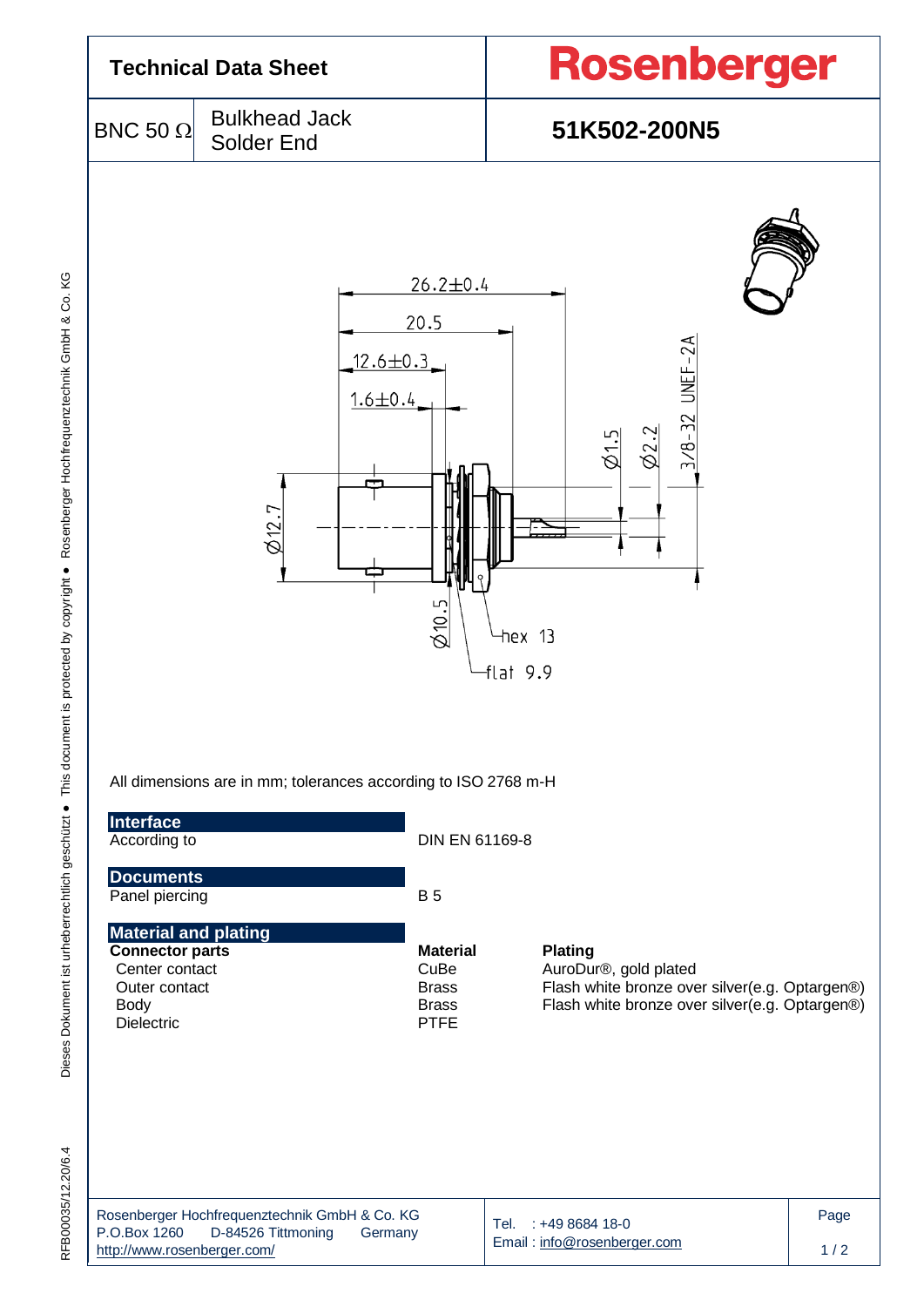# Technical Data Sheet

**Rosenberger**

| BNC 50 Ω | Bulkhead Jack Solder End | **51K502-200N5** |
|---|---|---|

All dimensions are in mm; tolerances according to ISO 2768 m-H

## Interface

| | |
|---|---|
| According to | DIN EN 61169-8 |

## Documents

| | |
|---|---|
| Panel piercing | B 5 |

## Material and plating

| **Connector parts** | **Material** | **Plating** |
|---|---|---|
| Center contact | CuBe | AuroDur®, gold plated |
| Outer contact | Brass | Flash white bronze over silver(e.g. Optargen®) |
| Body | Brass | Flash white bronze over silver(e.g. Optargen®) |
| Dielectric | PTFE | |

Rosenberger Hochfrequenztechnik GmbH & Co. KG
P.O.Box 1260 D-84526 Tittmoning Germany
http://www.rosenberger.com/

Tel. : +49 8684 18-0
Email : info@rosenberger.com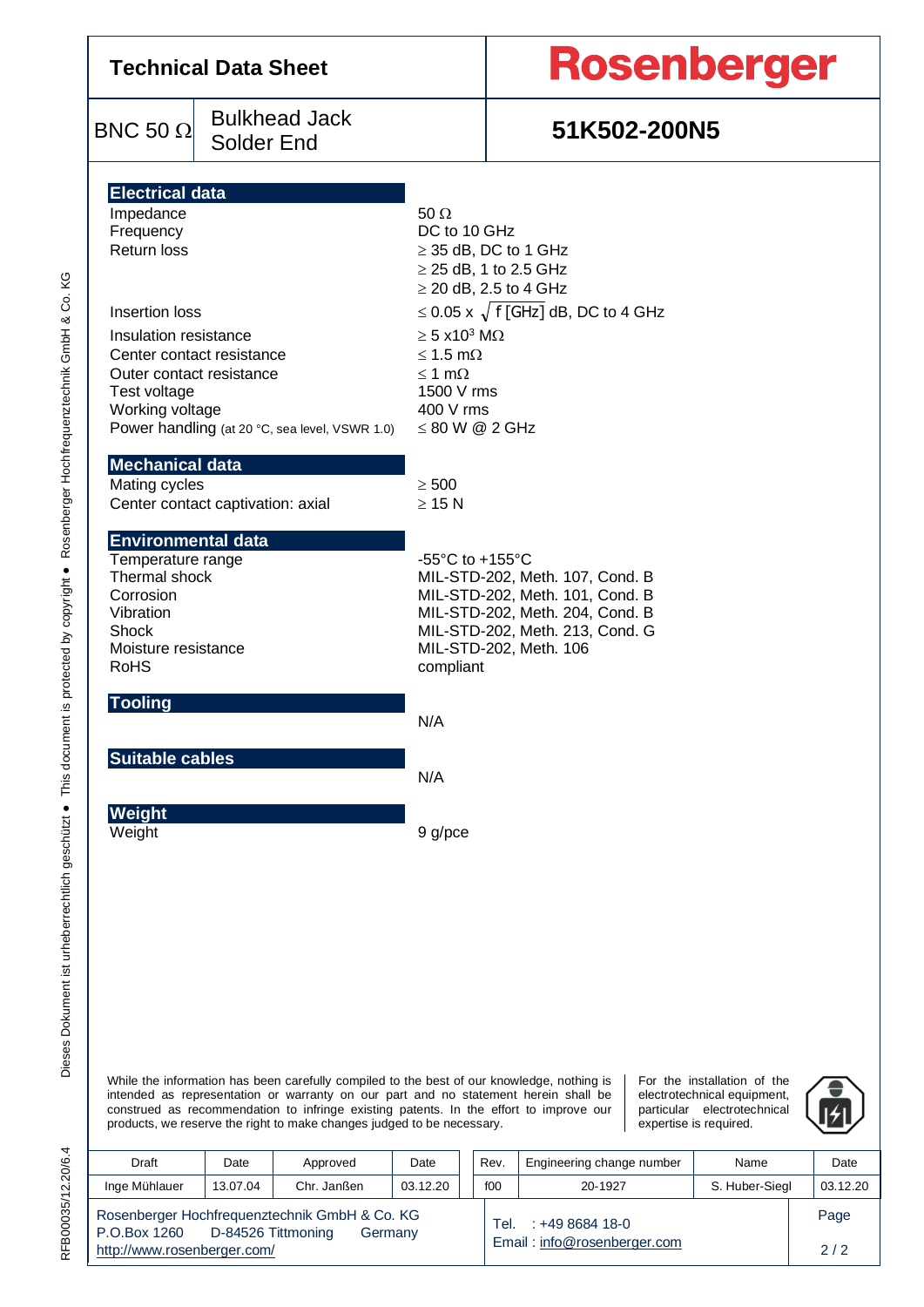# Technical Data Sheet

**Rosenberger**

| | | |
|---|---|---|
| BNC 50 Ω | Bulkhead Jack Solder End | **51K502-200N5** |

## Electrical data

| | |
|---|---|
| Impedance | 50 Ω |
| Frequency | DC to 10 GHz |
| Return loss | ≥ 35 dB, DC to 1 GHz<br>≥ 25 dB, 1 to 2.5 GHz<br>≥ 20 dB, 2.5 to 4 GHz |
| Insertion loss | $\leq 0.05 \times \sqrt{f\,[\text{GHz}]}$ dB, DC to 4 GHz |
| Insulation resistance | $\geq 5 \times 10^3$ MΩ |
| Center contact resistance | ≤ 1.5 mΩ |
| Outer contact resistance | ≤ 1 mΩ |
| Test voltage | 1500 V rms |
| Working voltage | 400 V rms |
| Power handling (at 20 °C, sea level, VSWR 1.0) | ≤ 80 W @ 2 GHz |

## Mechanical data

| | |
|---|---|
| Mating cycles | ≥ 500 |
| Center contact captivation: axial | ≥ 15 N |

## Environmental data

| | |
|---|---|
| Temperature range | -55°C to +155°C |
| Thermal shock | MIL-STD-202, Meth. 107, Cond. B |
| Corrosion | MIL-STD-202, Meth. 101, Cond. B |
| Vibration | MIL-STD-202, Meth. 204, Cond. B |
| Shock | MIL-STD-202, Meth. 213, Cond. G |
| Moisture resistance | MIL-STD-202, Meth. 106 |
| RoHS | compliant |

## Tooling

N/A

## Suitable cables

N/A

## Weight

| | |
|---|---|
| Weight | 9 g/pce |

While the information has been carefully compiled to the best of our knowledge, nothing is intended as representation or warranty on our part and no statement herein shall be construed as recommendation to infringe existing patents. In the effort to improve our products, we reserve the right to make changes judged to be necessary.

For the installation of the electrotechnical equipment, particular electrotechnical expertise is required.

| Draft | Date | Approved | Date | Rev. | Engineering change number | Name | Date |
|---|---|---|---|---|---|---|---|
| Inge Mühlauer | 13.07.04 | Chr. Janßen | 03.12.20 | f00 | 20-1927 | S. Huber-Siegl | 03.12.20 |

Rosenberger Hochfrequenztechnik GmbH & Co. KG
P.O.Box 1260 D-84526 Tittmoning Germany
http://www.rosenberger.com/

Tel. : +49 8684 18-0
Email : info@rosenberger.com

RFB00035/12.20/6.4

Dieses Dokument ist urheberrechtlich geschützt ● This document is protected by copyright ● Rosenberger Hochfrequenztechnik GmbH & Co. KG